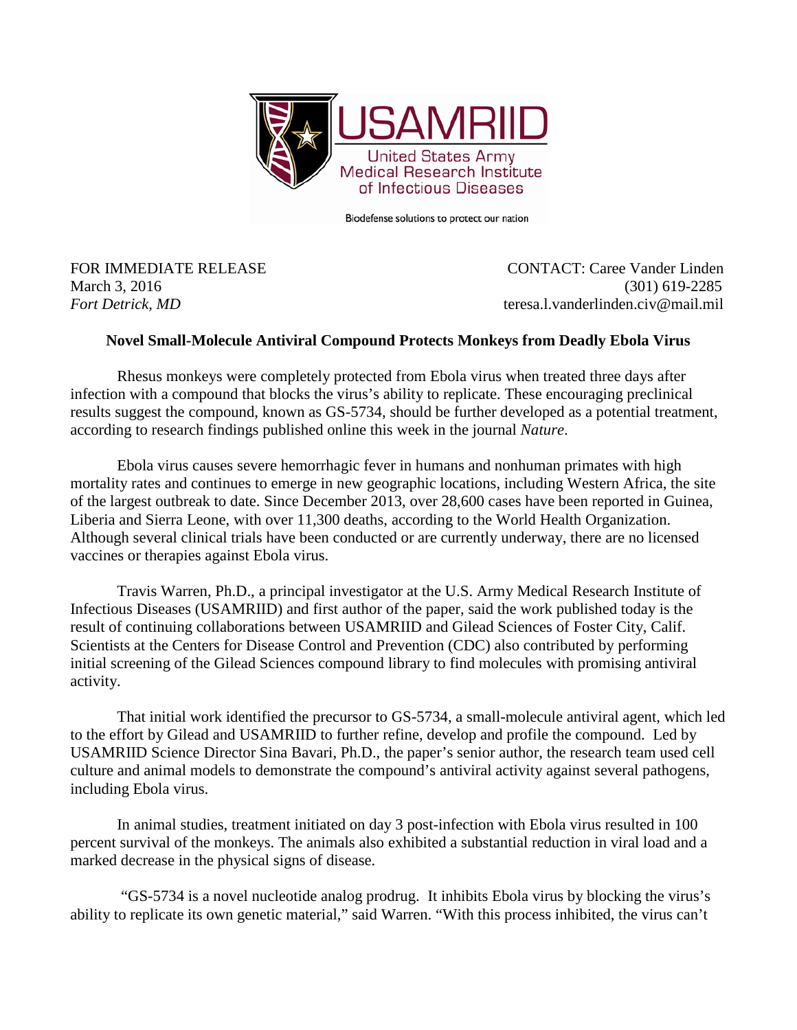USAMRIID

United States Army Medical Research Institute of Infectious Diseases

Biodefense solutions to protect our nation

FOR IMMEDIATE RELEASE
March 3, 2016
*Fort Detrick, MD*

CONTACT: Caree Vander Linden
(301) 619-2285
teresa.l.vanderlinden.civ@mail.mil

**Novel Small-Molecule Antiviral Compound Protects Monkeys from Deadly Ebola Virus**

Rhesus monkeys were completely protected from Ebola virus when treated three days after infection with a compound that blocks the virus's ability to replicate. These encouraging preclinical results suggest the compound, known as GS-5734, should be further developed as a potential treatment, according to research findings published online this week in the journal *Nature*.

Ebola virus causes severe hemorrhagic fever in humans and nonhuman primates with high mortality rates and continues to emerge in new geographic locations, including Western Africa, the site of the largest outbreak to date. Since December 2013, over 28,600 cases have been reported in Guinea, Liberia and Sierra Leone, with over 11,300 deaths, according to the World Health Organization. Although several clinical trials have been conducted or are currently underway, there are no licensed vaccines or therapies against Ebola virus.

Travis Warren, Ph.D., a principal investigator at the U.S. Army Medical Research Institute of Infectious Diseases (USAMRIID) and first author of the paper, said the work published today is the result of continuing collaborations between USAMRIID and Gilead Sciences of Foster City, Calif. Scientists at the Centers for Disease Control and Prevention (CDC) also contributed by performing initial screening of the Gilead Sciences compound library to find molecules with promising antiviral activity.

That initial work identified the precursor to GS-5734, a small-molecule antiviral agent, which led to the effort by Gilead and USAMRIID to further refine, develop and profile the compound. Led by USAMRIID Science Director Sina Bavari, Ph.D., the paper's senior author, the research team used cell culture and animal models to demonstrate the compound's antiviral activity against several pathogens, including Ebola virus.

In animal studies, treatment initiated on day 3 post-infection with Ebola virus resulted in 100 percent survival of the monkeys. The animals also exhibited a substantial reduction in viral load and a marked decrease in the physical signs of disease.

"GS-5734 is a novel nucleotide analog prodrug. It inhibits Ebola virus by blocking the virus's ability to replicate its own genetic material," said Warren. "With this process inhibited, the virus can't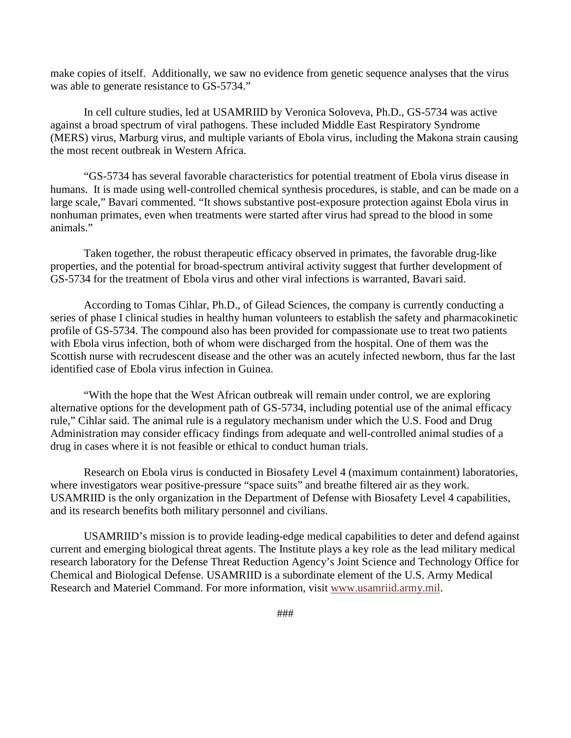make copies of itself. Additionally, we saw no evidence from genetic sequence analyses that the virus was able to generate resistance to GS-5734."

In cell culture studies, led at USAMRIID by Veronica Soloveva, Ph.D., GS-5734 was active against a broad spectrum of viral pathogens. These included Middle East Respiratory Syndrome (MERS) virus, Marburg virus, and multiple variants of Ebola virus, including the Makona strain causing the most recent outbreak in Western Africa.

"GS-5734 has several favorable characteristics for potential treatment of Ebola virus disease in humans. It is made using well-controlled chemical synthesis procedures, is stable, and can be made on a large scale," Bavari commented. "It shows substantive post-exposure protection against Ebola virus in nonhuman primates, even when treatments were started after virus had spread to the blood in some animals."

Taken together, the robust therapeutic efficacy observed in primates, the favorable drug-like properties, and the potential for broad-spectrum antiviral activity suggest that further development of GS-5734 for the treatment of Ebola virus and other viral infections is warranted, Bavari said.

According to Tomas Cihlar, Ph.D., of Gilead Sciences, the company is currently conducting a series of phase I clinical studies in healthy human volunteers to establish the safety and pharmacokinetic profile of GS-5734. The compound also has been provided for compassionate use to treat two patients with Ebola virus infection, both of whom were discharged from the hospital. One of them was the Scottish nurse with recrudescent disease and the other was an acutely infected newborn, thus far the last identified case of Ebola virus infection in Guinea.

"With the hope that the West African outbreak will remain under control, we are exploring alternative options for the development path of GS-5734, including potential use of the animal efficacy rule," Cihlar said. The animal rule is a regulatory mechanism under which the U.S. Food and Drug Administration may consider efficacy findings from adequate and well-controlled animal studies of a drug in cases where it is not feasible or ethical to conduct human trials.

Research on Ebola virus is conducted in Biosafety Level 4 (maximum containment) laboratories, where investigators wear positive-pressure "space suits" and breathe filtered air as they work. USAMRIID is the only organization in the Department of Defense with Biosafety Level 4 capabilities, and its research benefits both military personnel and civilians.

USAMRIID's mission is to provide leading-edge medical capabilities to deter and defend against current and emerging biological threat agents. The Institute plays a key role as the lead military medical research laboratory for the Defense Threat Reduction Agency's Joint Science and Technology Office for Chemical and Biological Defense. USAMRIID is a subordinate element of the U.S. Army Medical Research and Materiel Command. For more information, visit www.usamriid.army.mil.

###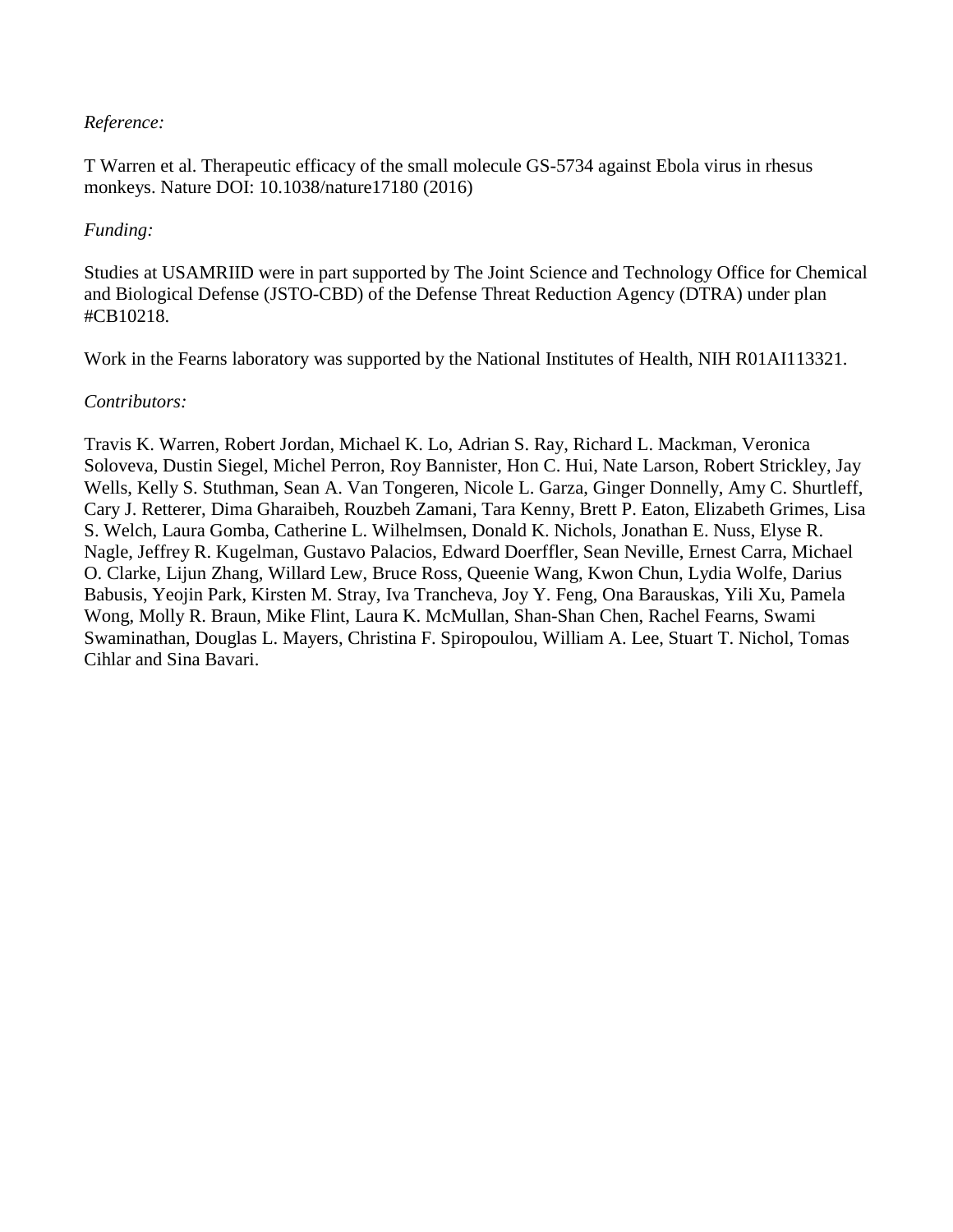*Reference:*

T Warren et al. Therapeutic efficacy of the small molecule GS-5734 against Ebola virus in rhesus monkeys. Nature DOI: 10.1038/nature17180 (2016)

*Funding:*

Studies at USAMRIID were in part supported by The Joint Science and Technology Office for Chemical and Biological Defense (JSTO-CBD) of the Defense Threat Reduction Agency (DTRA) under plan #CB10218.

Work in the Fearns laboratory was supported by the National Institutes of Health, NIH R01AI113321.

*Contributors:*

Travis K. Warren, Robert Jordan, Michael K. Lo, Adrian S. Ray, Richard L. Mackman, Veronica Soloveva, Dustin Siegel, Michel Perron, Roy Bannister, Hon C. Hui, Nate Larson, Robert Strickley, Jay Wells, Kelly S. Stuthman, Sean A. Van Tongeren, Nicole L. Garza, Ginger Donnelly, Amy C. Shurtleff, Cary J. Retterer, Dima Gharaibeh, Rouzbeh Zamani, Tara Kenny, Brett P. Eaton, Elizabeth Grimes, Lisa S. Welch, Laura Gomba, Catherine L. Wilhelmsen, Donald K. Nichols, Jonathan E. Nuss, Elyse R. Nagle, Jeffrey R. Kugelman, Gustavo Palacios, Edward Doerffler, Sean Neville, Ernest Carra, Michael O. Clarke, Lijun Zhang, Willard Lew, Bruce Ross, Queenie Wang, Kwon Chun, Lydia Wolfe, Darius Babusis, Yeojin Park, Kirsten M. Stray, Iva Trancheva, Joy Y. Feng, Ona Barauskas, Yili Xu, Pamela Wong, Molly R. Braun, Mike Flint, Laura K. McMullan, Shan-Shan Chen, Rachel Fearns, Swami Swaminathan, Douglas L. Mayers, Christina F. Spiropoulou, William A. Lee, Stuart T. Nichol, Tomas Cihlar and Sina Bavari.